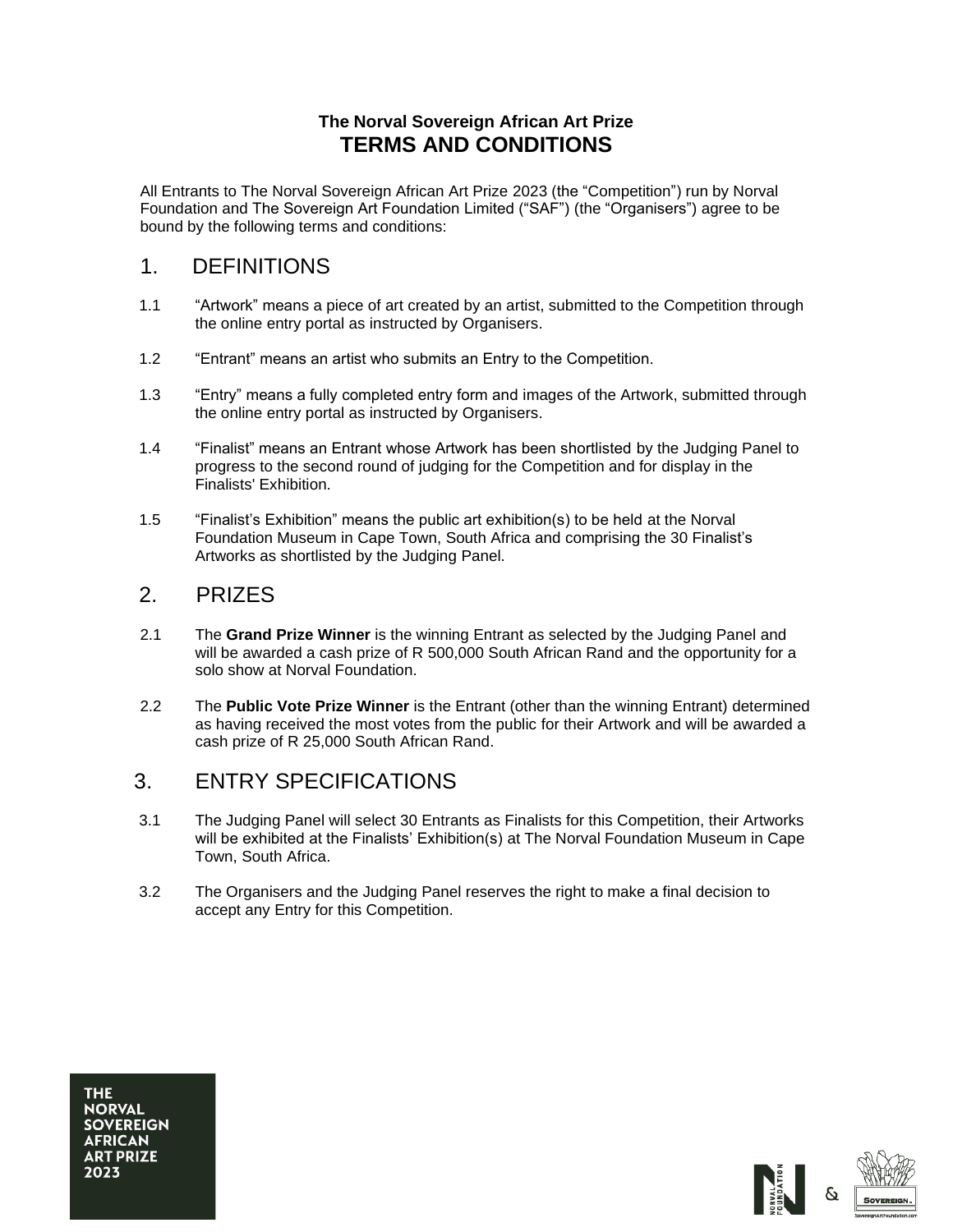**The Norval Sovereign African Art Prize**

# TERMS AND CONDITIONS

All Entrants to The Norval Sovereign African Art Prize 2023 (the “Competition”) run by Norval Foundation and The Sovereign Art Foundation Limited (“SAF”) (the “Organisers”) agree to be bound by the following terms and conditions:

## 1. DEFINITIONS

1.1 “Artwork” means a piece of art created by an artist, submitted to the Competition through the online entry portal as instructed by Organisers.

1.2 “Entrant” means an artist who submits an Entry to the Competition.

1.3 “Entry” means a fully completed entry form and images of the Artwork, submitted through the online entry portal as instructed by Organisers.

1.4 “Finalist” means an Entrant whose Artwork has been shortlisted by the Judging Panel to progress to the second round of judging for the Competition and for display in the Finalists' Exhibition.

1.5 “Finalist’s Exhibition” means the public art exhibition(s) to be held at the Norval Foundation Museum in Cape Town, South Africa and comprising the 30 Finalist’s Artworks as shortlisted by the Judging Panel.

## 2. PRIZES

2.1 The **Grand Prize Winner** is the winning Entrant as selected by the Judging Panel and will be awarded a cash prize of R 500,000 South African Rand and the opportunity for a solo show at Norval Foundation.

2.2 The **Public Vote Prize Winner** is the Entrant (other than the winning Entrant) determined as having received the most votes from the public for their Artwork and will be awarded a cash prize of R 25,000 South African Rand.

## 3. ENTRY SPECIFICATIONS

3.1 The Judging Panel will select 30 Entrants as Finalists for this Competition, their Artworks will be exhibited at the Finalists’ Exhibition(s) at The Norval Foundation Museum in Cape Town, South Africa.

3.2 The Organisers and the Judging Panel reserves the right to make a final decision to accept any Entry for this Competition.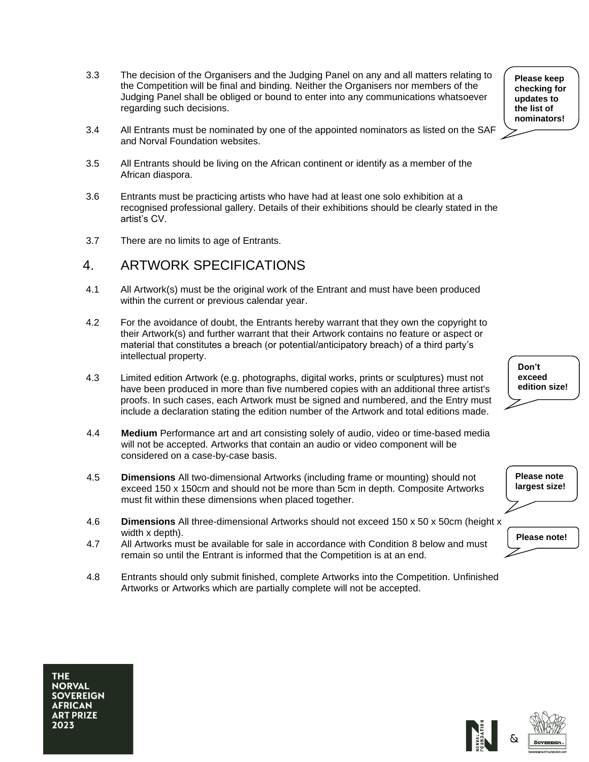3.3 The decision of the Organisers and the Judging Panel on any and all matters relating to the Competition will be final and binding. Neither the Organisers nor members of the Judging Panel shall be obliged or bound to enter into any communications whatsoever regarding such decisions.

**Please keep checking for updates to the list of nominators!**

3.4 All Entrants must be nominated by one of the appointed nominators as listed on the SAF and Norval Foundation websites.

3.5 All Entrants should be living on the African continent or identify as a member of the African diaspora.

3.6 Entrants must be practicing artists who have had at least one solo exhibition at a recognised professional gallery. Details of their exhibitions should be clearly stated in the artist's CV.

3.7 There are no limits to age of Entrants.

## 4. ARTWORK SPECIFICATIONS

4.1 All Artwork(s) must be the original work of the Entrant and must have been produced within the current or previous calendar year.

4.2 For the avoidance of doubt, the Entrants hereby warrant that they own the copyright to their Artwork(s) and further warrant that their Artwork contains no feature or aspect or material that constitutes a breach (or potential/anticipatory breach) of a third party's intellectual property.

**Don't exceed edition size!**

4.3 Limited edition Artwork (e.g. photographs, digital works, prints or sculptures) must not have been produced in more than five numbered copies with an additional three artist's proofs. In such cases, each Artwork must be signed and numbered, and the Entry must include a declaration stating the edition number of the Artwork and total editions made.

4.4 **Medium** Performance art and art consisting solely of audio, video or time-based media will not be accepted. Artworks that contain an audio or video component will be considered on a case-by-case basis.

**Please note largest size!**

4.5 **Dimensions** All two-dimensional Artworks (including frame or mounting) should not exceed 150 x 150cm and should not be more than 5cm in depth. Composite Artworks must fit within these dimensions when placed together.

4.6 **Dimensions** All three-dimensional Artworks should not exceed 150 x 50 x 50cm (height x width x depth).

**Please note!**

4.7 All Artworks must be available for sale in accordance with Condition 8 below and must remain so until the Entrant is informed that the Competition is at an end.

4.8 Entrants should only submit finished, complete Artworks into the Competition. Unfinished Artworks or Artworks which are partially complete will not be accepted.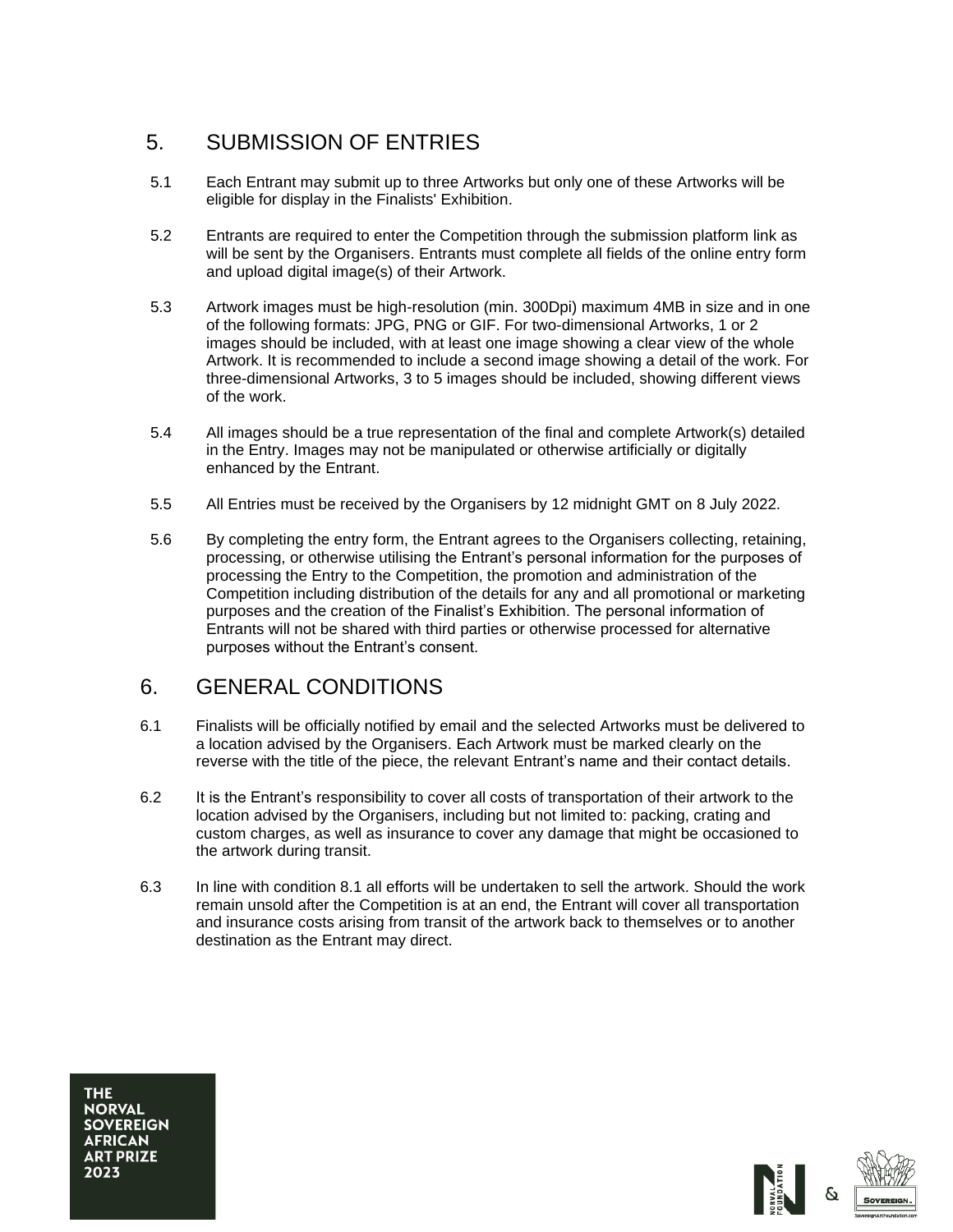## 5. SUBMISSION OF ENTRIES

5.1 Each Entrant may submit up to three Artworks but only one of these Artworks will be eligible for display in the Finalists' Exhibition.

5.2 Entrants are required to enter the Competition through the submission platform link as will be sent by the Organisers. Entrants must complete all fields of the online entry form and upload digital image(s) of their Artwork.

5.3 Artwork images must be high-resolution (min. 300Dpi) maximum 4MB in size and in one of the following formats: JPG, PNG or GIF. For two-dimensional Artworks, 1 or 2 images should be included, with at least one image showing a clear view of the whole Artwork. It is recommended to include a second image showing a detail of the work. For three-dimensional Artworks, 3 to 5 images should be included, showing different views of the work.

5.4 All images should be a true representation of the final and complete Artwork(s) detailed in the Entry. Images may not be manipulated or otherwise artificially or digitally enhanced by the Entrant.

5.5 All Entries must be received by the Organisers by 12 midnight GMT on 8 July 2022.

5.6 By completing the entry form, the Entrant agrees to the Organisers collecting, retaining, processing, or otherwise utilising the Entrant's personal information for the purposes of processing the Entry to the Competition, the promotion and administration of the Competition including distribution of the details for any and all promotional or marketing purposes and the creation of the Finalist's Exhibition. The personal information of Entrants will not be shared with third parties or otherwise processed for alternative purposes without the Entrant's consent.

## 6. GENERAL CONDITIONS

6.1 Finalists will be officially notified by email and the selected Artworks must be delivered to a location advised by the Organisers. Each Artwork must be marked clearly on the reverse with the title of the piece, the relevant Entrant's name and their contact details.

6.2 It is the Entrant's responsibility to cover all costs of transportation of their artwork to the location advised by the Organisers, including but not limited to: packing, crating and custom charges, as well as insurance to cover any damage that might be occasioned to the artwork during transit.

6.3 In line with condition 8.1 all efforts will be undertaken to sell the artwork. Should the work remain unsold after the Competition is at an end, the Entrant will cover all transportation and insurance costs arising from transit of the artwork back to themselves or to another destination as the Entrant may direct.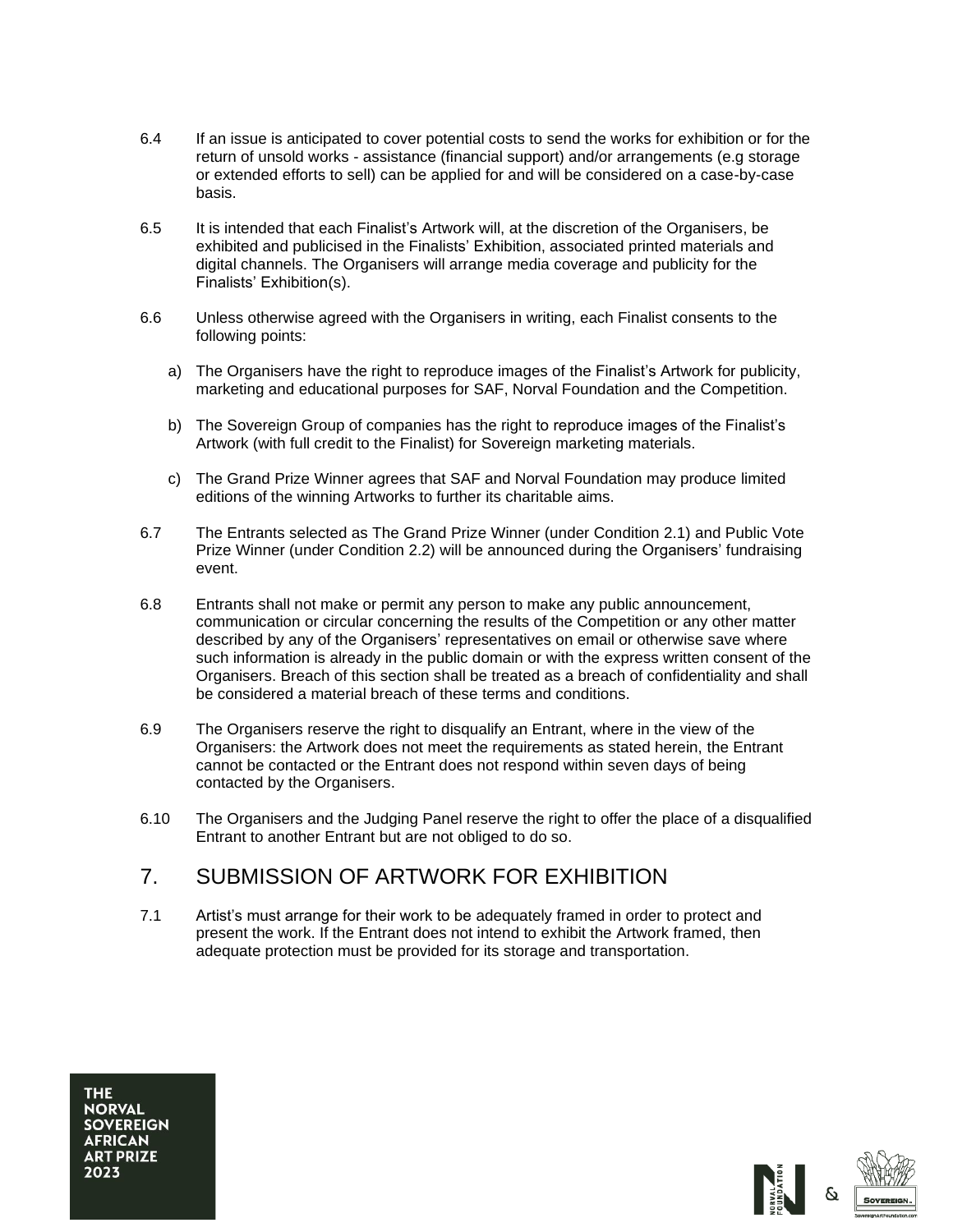6.4 If an issue is anticipated to cover potential costs to send the works for exhibition or for the return of unsold works - assistance (financial support) and/or arrangements (e.g storage or extended efforts to sell) can be applied for and will be considered on a case-by-case basis.

6.5 It is intended that each Finalist's Artwork will, at the discretion of the Organisers, be exhibited and publicised in the Finalists' Exhibition, associated printed materials and digital channels. The Organisers will arrange media coverage and publicity for the Finalists' Exhibition(s).

6.6 Unless otherwise agreed with the Organisers in writing, each Finalist consents to the following points:

a) The Organisers have the right to reproduce images of the Finalist's Artwork for publicity, marketing and educational purposes for SAF, Norval Foundation and the Competition.

b) The Sovereign Group of companies has the right to reproduce images of the Finalist's Artwork (with full credit to the Finalist) for Sovereign marketing materials.

c) The Grand Prize Winner agrees that SAF and Norval Foundation may produce limited editions of the winning Artworks to further its charitable aims.

6.7 The Entrants selected as The Grand Prize Winner (under Condition 2.1) and Public Vote Prize Winner (under Condition 2.2) will be announced during the Organisers' fundraising event.

6.8 Entrants shall not make or permit any person to make any public announcement, communication or circular concerning the results of the Competition or any other matter described by any of the Organisers' representatives on email or otherwise save where such information is already in the public domain or with the express written consent of the Organisers. Breach of this section shall be treated as a breach of confidentiality and shall be considered a material breach of these terms and conditions.

6.9 The Organisers reserve the right to disqualify an Entrant, where in the view of the Organisers: the Artwork does not meet the requirements as stated herein, the Entrant cannot be contacted or the Entrant does not respond within seven days of being contacted by the Organisers.

6.10 The Organisers and the Judging Panel reserve the right to offer the place of a disqualified Entrant to another Entrant but are not obliged to do so.

## 7. SUBMISSION OF ARTWORK FOR EXHIBITION

7.1 Artist's must arrange for their work to be adequately framed in order to protect and present the work. If the Entrant does not intend to exhibit the Artwork framed, then adequate protection must be provided for its storage and transportation.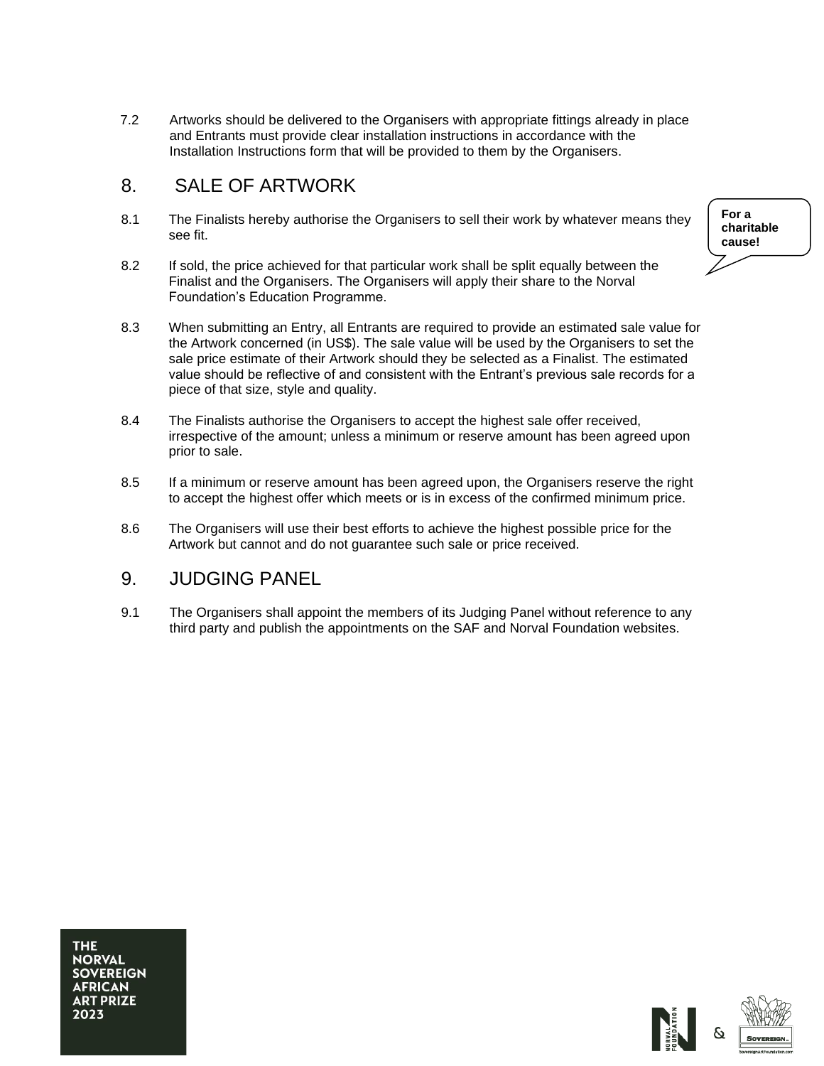7.2 Artworks should be delivered to the Organisers with appropriate fittings already in place and Entrants must provide clear installation instructions in accordance with the Installation Instructions form that will be provided to them by the Organisers.

## 8. SALE OF ARTWORK

8.1 The Finalists hereby authorise the Organisers to sell their work by whatever means they see fit.

**For a charitable cause!**

8.2 If sold, the price achieved for that particular work shall be split equally between the Finalist and the Organisers. The Organisers will apply their share to the Norval Foundation's Education Programme.

8.3 When submitting an Entry, all Entrants are required to provide an estimated sale value for the Artwork concerned (in US$). The sale value will be used by the Organisers to set the sale price estimate of their Artwork should they be selected as a Finalist. The estimated value should be reflective of and consistent with the Entrant's previous sale records for a piece of that size, style and quality.

8.4 The Finalists authorise the Organisers to accept the highest sale offer received, irrespective of the amount; unless a minimum or reserve amount has been agreed upon prior to sale.

8.5 If a minimum or reserve amount has been agreed upon, the Organisers reserve the right to accept the highest offer which meets or is in excess of the confirmed minimum price.

8.6 The Organisers will use their best efforts to achieve the highest possible price for the Artwork but cannot and do not guarantee such sale or price received.

## 9. JUDGING PANEL

9.1 The Organisers shall appoint the members of its Judging Panel without reference to any third party and publish the appointments on the SAF and Norval Foundation websites.